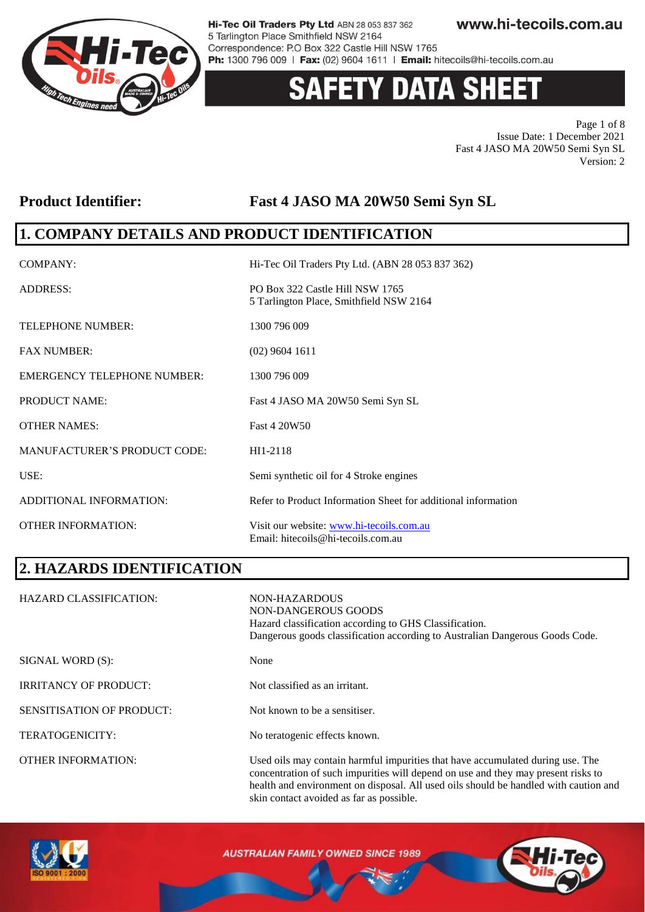# SAFETY DATA SHEET

Issue Date: 1 December 2021
Fast 4 JASO MA 20W50 Semi Syn SL
Version: 2

## Product Identifier: Fast 4 JASO MA 20W50 Semi Syn SL

## 1. COMPANY DETAILS AND PRODUCT IDENTIFICATION

| | |
|---|---|
| COMPANY: | Hi-Tec Oil Traders Pty Ltd. (ABN 28 053 837 362) |
| ADDRESS: | PO Box 322 Castle Hill NSW 1765<br>5 Tarlington Place, Smithfield NSW 2164 |
| TELEPHONE NUMBER: | 1300 796 009 |
| FAX NUMBER: | (02) 9604 1611 |
| EMERGENCY TELEPHONE NUMBER: | 1300 796 009 |
| PRODUCT NAME: | Fast 4 JASO MA 20W50 Semi Syn SL |
| OTHER NAMES: | Fast 4 20W50 |
| MANUFACTURER'S PRODUCT CODE: | HI1-2118 |
| USE: | Semi synthetic oil for 4 Stroke engines |
| ADDITIONAL INFORMATION: | Refer to Product Information Sheet for additional information |
| OTHER INFORMATION: | Visit our website: www.hi-tecoils.com.au<br>Email: hitecoils@hi-tecoils.com.au |

## 2. HAZARDS IDENTIFICATION

| | |
|---|---|
| HAZARD CLASSIFICATION: | NON-HAZARDOUS<br>NON-DANGEROUS GOODS<br>Hazard classification according to GHS Classification.<br>Dangerous goods classification according to Australian Dangerous Goods Code. |
| SIGNAL WORD (S): | None |
| IRRITANCY OF PRODUCT: | Not classified as an irritant. |
| SENSITISATION OF PRODUCT: | Not known to be a sensitiser. |
| TERATOGENICITY: | No teratogenic effects known. |
| OTHER INFORMATION: | Used oils may contain harmful impurities that have accumulated during use. The concentration of such impurities will depend on use and they may present risks to health and environment on disposal. All used oils should be handled with caution and skin contact avoided as far as possible. |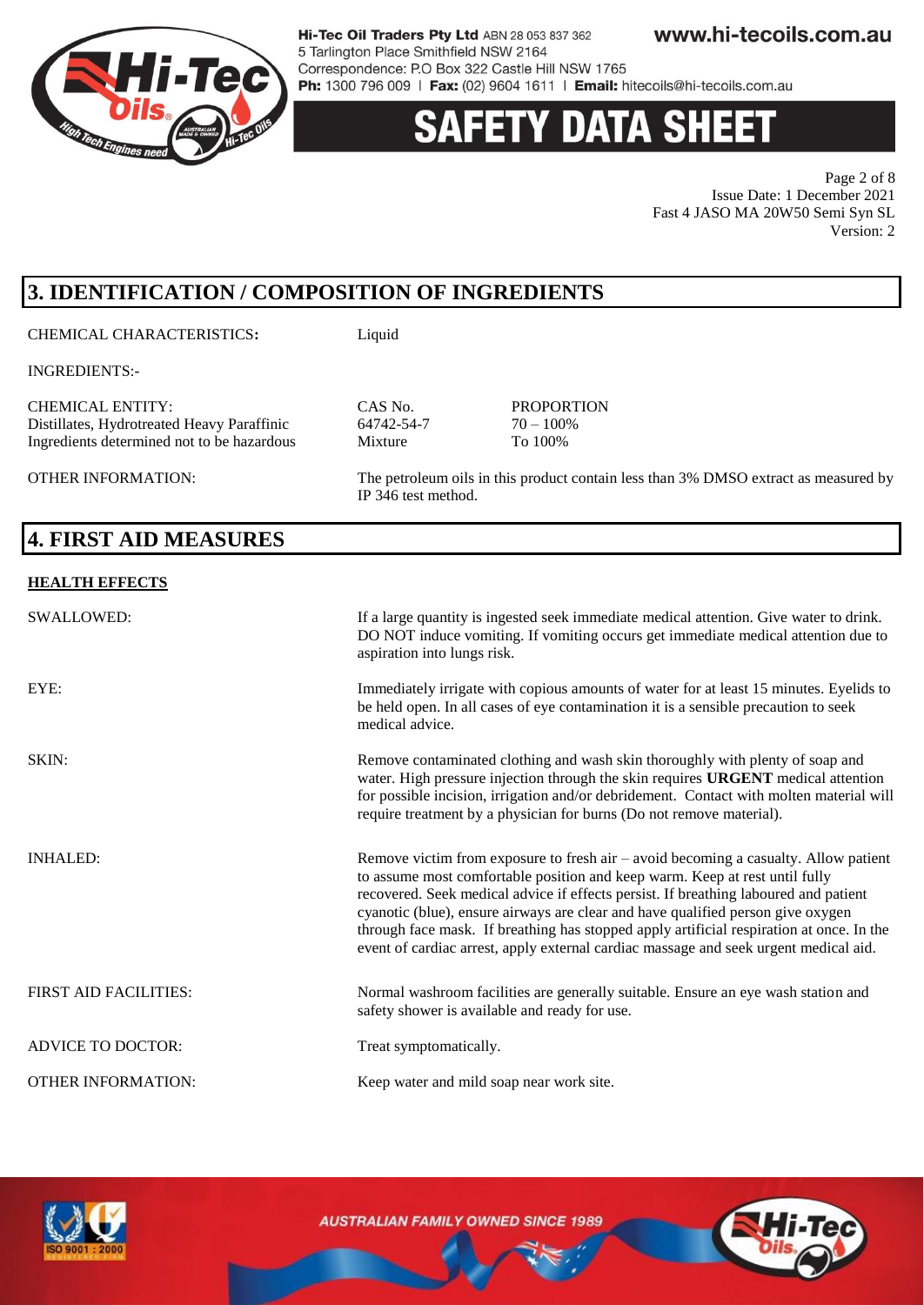## 3. IDENTIFICATION / COMPOSITION OF INGREDIENTS

CHEMICAL CHARACTERISTICS**:** Liquid

INGREDIENTS:-

| CHEMICAL ENTITY: | CAS No. | PROPORTION |
|---|---|---|
| Distillates, Hydrotreated Heavy Paraffinic | 64742-54-7 | 70 – 100% |
| Ingredients determined not to be hazardous | Mixture | To 100% |

OTHER INFORMATION: The petroleum oils in this product contain less than 3% DMSO extract as measured by IP 346 test method.

## 4. FIRST AID MEASURES

**HEALTH EFFECTS**

SWALLOWED: If a large quantity is ingested seek immediate medical attention. Give water to drink. DO NOT induce vomiting. If vomiting occurs get immediate medical attention due to aspiration into lungs risk.

EYE: Immediately irrigate with copious amounts of water for at least 15 minutes. Eyelids to be held open. In all cases of eye contamination it is a sensible precaution to seek medical advice.

SKIN: Remove contaminated clothing and wash skin thoroughly with plenty of soap and water. High pressure injection through the skin requires **URGENT** medical attention for possible incision, irrigation and/or debridement. Contact with molten material will require treatment by a physician for burns (Do not remove material).

INHALED: Remove victim from exposure to fresh air – avoid becoming a casualty. Allow patient to assume most comfortable position and keep warm. Keep at rest until fully recovered. Seek medical advice if effects persist. If breathing laboured and patient cyanotic (blue), ensure airways are clear and have qualified person give oxygen through face mask. If breathing has stopped apply artificial respiration at once. In the event of cardiac arrest, apply external cardiac massage and seek urgent medical aid.

FIRST AID FACILITIES: Normal washroom facilities are generally suitable. Ensure an eye wash station and safety shower is available and ready for use.

ADVICE TO DOCTOR: Treat symptomatically.

OTHER INFORMATION: Keep water and mild soap near work site.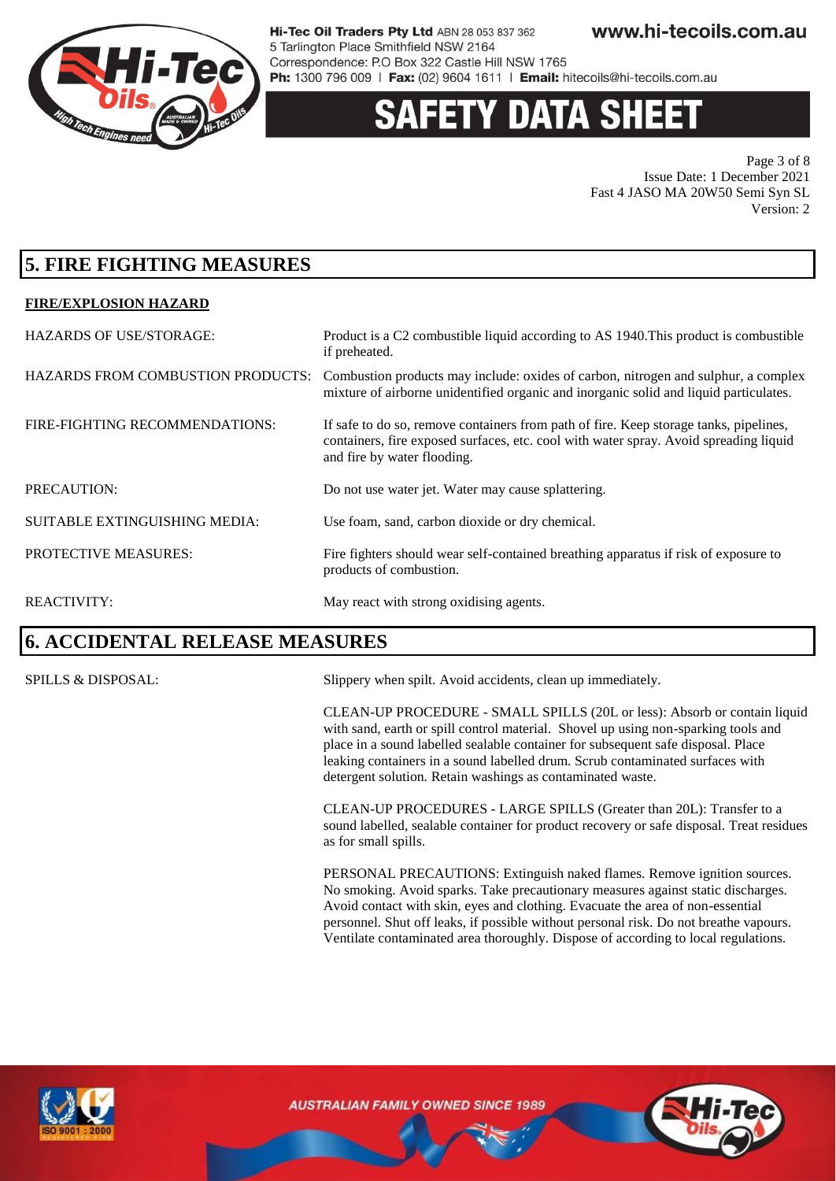## 5. FIRE FIGHTING MEASURES

### FIRE/EXPLOSION HAZARD

| | |
|---|---|
| HAZARDS OF USE/STORAGE: | Product is a C2 combustible liquid according to AS 1940.This product is combustible if preheated. |
| HAZARDS FROM COMBUSTION PRODUCTS: | Combustion products may include: oxides of carbon, nitrogen and sulphur, a complex mixture of airborne unidentified organic and inorganic solid and liquid particulates. |
| FIRE-FIGHTING RECOMMENDATIONS: | If safe to do so, remove containers from path of fire. Keep storage tanks, pipelines, containers, fire exposed surfaces, etc. cool with water spray. Avoid spreading liquid and fire by water flooding. |
| PRECAUTION: | Do not use water jet. Water may cause splattering. |
| SUITABLE EXTINGUISHING MEDIA: | Use foam, sand, carbon dioxide or dry chemical. |
| PROTECTIVE MEASURES: | Fire fighters should wear self-contained breathing apparatus if risk of exposure to products of combustion. |
| REACTIVITY: | May react with strong oxidising agents. |

## 6. ACCIDENTAL RELEASE MEASURES

SPILLS & DISPOSAL:

Slippery when spilt. Avoid accidents, clean up immediately.

CLEAN-UP PROCEDURE - SMALL SPILLS (20L or less): Absorb or contain liquid with sand, earth or spill control material. Shovel up using non-sparking tools and place in a sound labelled sealable container for subsequent safe disposal. Place leaking containers in a sound labelled drum. Scrub contaminated surfaces with detergent solution. Retain washings as contaminated waste.

CLEAN-UP PROCEDURES - LARGE SPILLS (Greater than 20L): Transfer to a sound labelled, sealable container for product recovery or safe disposal. Treat residues as for small spills.

PERSONAL PRECAUTIONS: Extinguish naked flames. Remove ignition sources. No smoking. Avoid sparks. Take precautionary measures against static discharges. Avoid contact with skin, eyes and clothing. Evacuate the area of non-essential personnel. Shut off leaks, if possible without personal risk. Do not breathe vapours. Ventilate contaminated area thoroughly. Dispose of according to local regulations.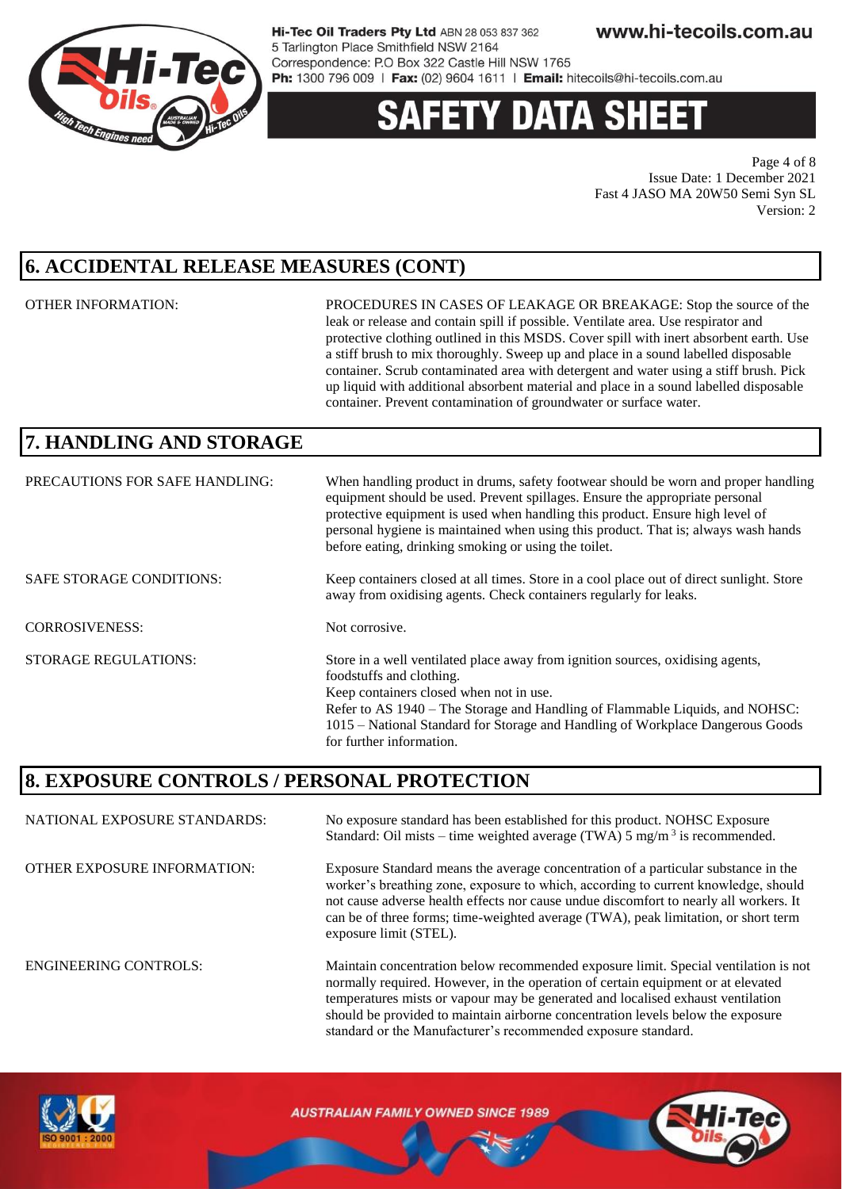## 6. ACCIDENTAL RELEASE MEASURES (CONT)

| | |
|---|---|
| OTHER INFORMATION: | PROCEDURES IN CASES OF LEAKAGE OR BREAKAGE: Stop the source of the leak or release and contain spill if possible. Ventilate area. Use respirator and protective clothing outlined in this MSDS. Cover spill with inert absorbent earth. Use a stiff brush to mix thoroughly. Sweep up and place in a sound labelled disposable container. Scrub contaminated area with detergent and water using a stiff brush. Pick up liquid with additional absorbent material and place in a sound labelled disposable container. Prevent contamination of groundwater or surface water. |

## 7. HANDLING AND STORAGE

| | |
|---|---|
| PRECAUTIONS FOR SAFE HANDLING: | When handling product in drums, safety footwear should be worn and proper handling equipment should be used. Prevent spillages. Ensure the appropriate personal protective equipment is used when handling this product. Ensure high level of personal hygiene is maintained when using this product. That is; always wash hands before eating, drinking smoking or using the toilet. |
| SAFE STORAGE CONDITIONS: | Keep containers closed at all times. Store in a cool place out of direct sunlight. Store away from oxidising agents. Check containers regularly for leaks. |
| CORROSIVENESS: | Not corrosive. |
| STORAGE REGULATIONS: | Store in a well ventilated place away from ignition sources, oxidising agents, foodstuffs and clothing.<br>Keep containers closed when not in use.<br>Refer to AS 1940 – The Storage and Handling of Flammable Liquids, and NOHSC: 1015 – National Standard for Storage and Handling of Workplace Dangerous Goods for further information. |

## 8. EXPOSURE CONTROLS / PERSONAL PROTECTION

| | |
|---|---|
| NATIONAL EXPOSURE STANDARDS: | No exposure standard has been established for this product. NOHSC Exposure Standard: Oil mists – time weighted average (TWA) 5 mg/m$^3$ is recommended. |
| OTHER EXPOSURE INFORMATION: | Exposure Standard means the average concentration of a particular substance in the worker's breathing zone, exposure to which, according to current knowledge, should not cause adverse health effects nor cause undue discomfort to nearly all workers. It can be of three forms; time-weighted average (TWA), peak limitation, or short term exposure limit (STEL). |
| ENGINEERING CONTROLS: | Maintain concentration below recommended exposure limit. Special ventilation is not normally required. However, in the operation of certain equipment or at elevated temperatures mists or vapour may be generated and localised exhaust ventilation should be provided to maintain airborne concentration levels below the exposure standard or the Manufacturer's recommended exposure standard. |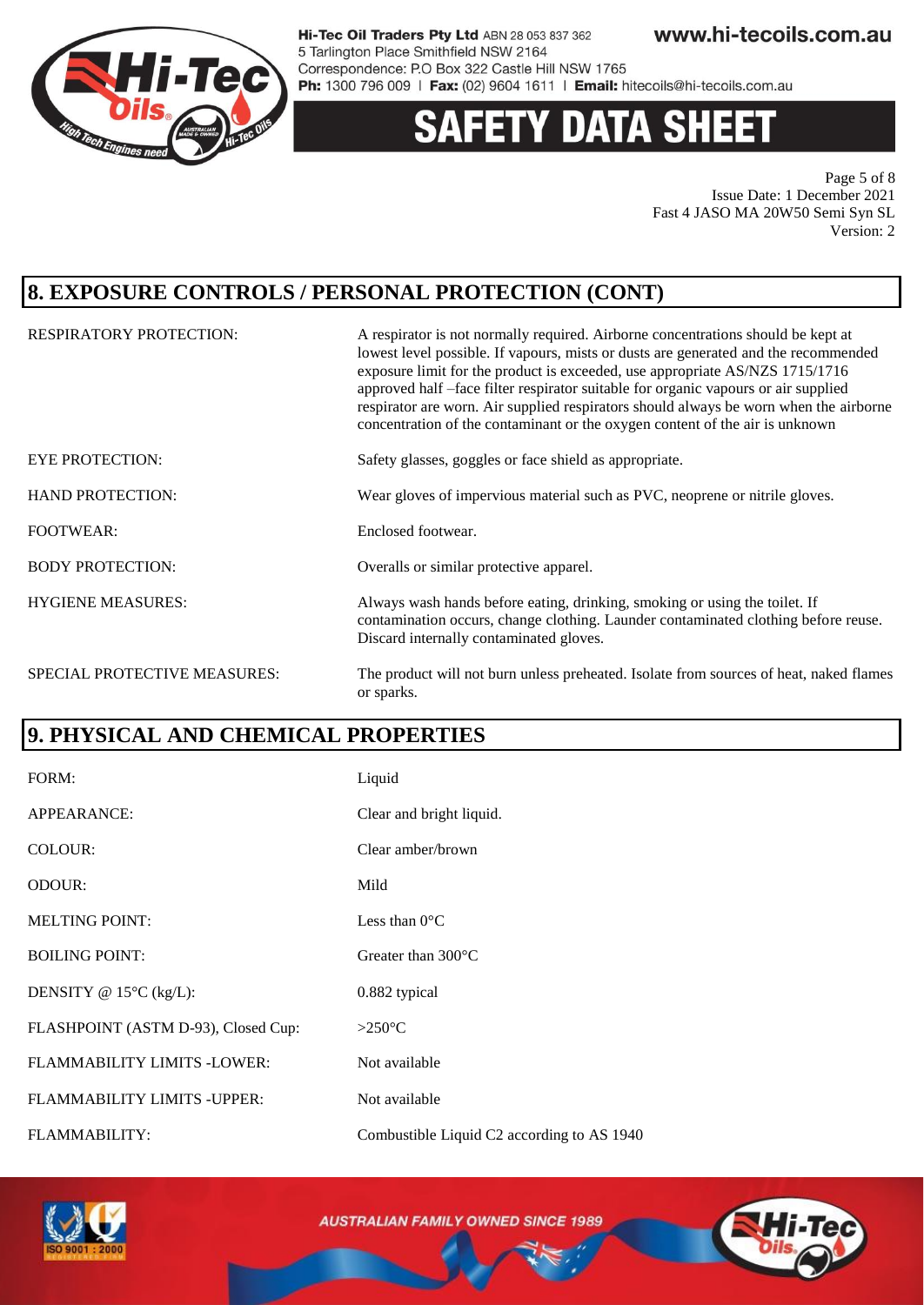## 8. EXPOSURE CONTROLS / PERSONAL PROTECTION (CONT)

| | |
|---|---|
| RESPIRATORY PROTECTION: | A respirator is not normally required. Airborne concentrations should be kept at lowest level possible. If vapours, mists or dusts are generated and the recommended exposure limit for the product is exceeded, use appropriate AS/NZS 1715/1716 approved half –face filter respirator suitable for organic vapours or air supplied respirator are worn. Air supplied respirators should always be worn when the airborne concentration of the contaminant or the oxygen content of the air is unknown |
| EYE PROTECTION: | Safety glasses, goggles or face shield as appropriate. |
| HAND PROTECTION: | Wear gloves of impervious material such as PVC, neoprene or nitrile gloves. |
| FOOTWEAR: | Enclosed footwear. |
| BODY PROTECTION: | Overalls or similar protective apparel. |
| HYGIENE MEASURES: | Always wash hands before eating, drinking, smoking or using the toilet. If contamination occurs, change clothing. Launder contaminated clothing before reuse. Discard internally contaminated gloves. |
| SPECIAL PROTECTIVE MEASURES: | The product will not burn unless preheated. Isolate from sources of heat, naked flames or sparks. |

## 9. PHYSICAL AND CHEMICAL PROPERTIES

| | |
|---|---|
| FORM: | Liquid |
| APPEARANCE: | Clear and bright liquid. |
| COLOUR: | Clear amber/brown |
| ODOUR: | Mild |
| MELTING POINT: | Less than 0°C |
| BOILING POINT: | Greater than 300°C |
| DENSITY @ 15°C (kg/L): | 0.882 typical |
| FLASHPOINT (ASTM D-93), Closed Cup: | >250°C |
| FLAMMABILITY LIMITS -LOWER: | Not available |
| FLAMMABILITY LIMITS -UPPER: | Not available |
| FLAMMABILITY: | Combustible Liquid C2 according to AS 1940 |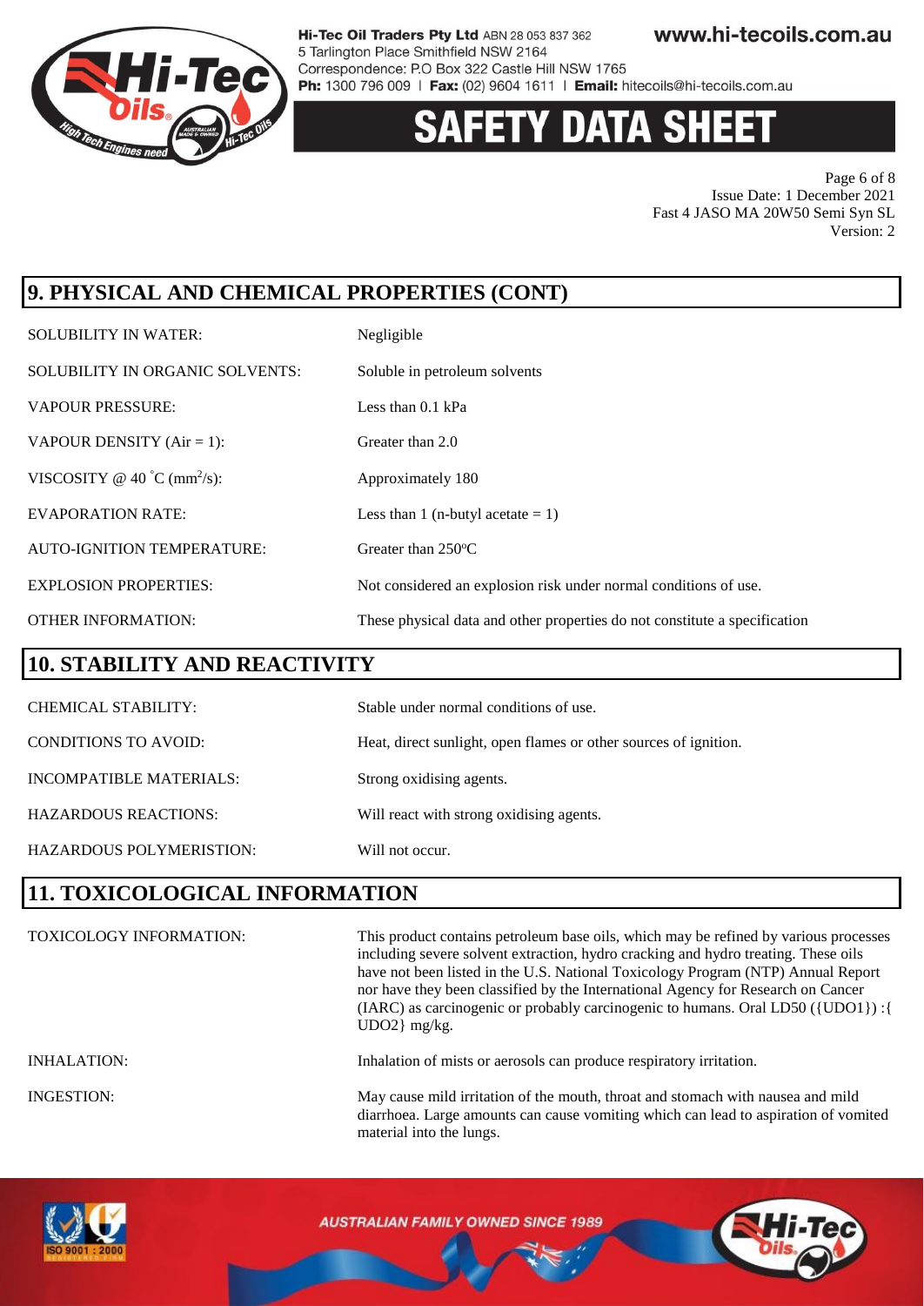## 9. PHYSICAL AND CHEMICAL PROPERTIES (CONT)

| | |
|---|---|
| SOLUBILITY IN WATER: | Negligible |
| SOLUBILITY IN ORGANIC SOLVENTS: | Soluble in petroleum solvents |
| VAPOUR PRESSURE: | Less than 0.1 kPa |
| VAPOUR DENSITY (Air = 1): | Greater than 2.0 |
| VISCOSITY @ 40 ˚C ($mm^2/s$): | Approximately 180 |
| EVAPORATION RATE: | Less than 1 (n-butyl acetate = 1) |
| AUTO-IGNITION TEMPERATURE: | Greater than 250°C |
| EXPLOSION PROPERTIES: | Not considered an explosion risk under normal conditions of use. |
| OTHER INFORMATION: | These physical data and other properties do not constitute a specification |

## 10. STABILITY AND REACTIVITY

| | |
|---|---|
| CHEMICAL STABILITY: | Stable under normal conditions of use. |
| CONDITIONS TO AVOID: | Heat, direct sunlight, open flames or other sources of ignition. |
| INCOMPATIBLE MATERIALS: | Strong oxidising agents. |
| HAZARDOUS REACTIONS: | Will react with strong oxidising agents. |
| HAZARDOUS POLYMERISTION: | Will not occur. |

## 11. TOXICOLOGICAL INFORMATION

| | |
|---|---|
| TOXICOLOGY INFORMATION: | This product contains petroleum base oils, which may be refined by various processes including severe solvent extraction, hydro cracking and hydro treating. These oils have not been listed in the U.S. National Toxicology Program (NTP) Annual Report nor have they been classified by the International Agency for Research on Cancer (IARC) as carcinogenic or probably carcinogenic to humans. Oral LD50 ({UDO1}) :{ UDO2} mg/kg. |
| INHALATION: | Inhalation of mists or aerosols can produce respiratory irritation. |
| INGESTION: | May cause mild irritation of the mouth, throat and stomach with nausea and mild diarrhoea. Large amounts can cause vomiting which can lead to aspiration of vomited material into the lungs. |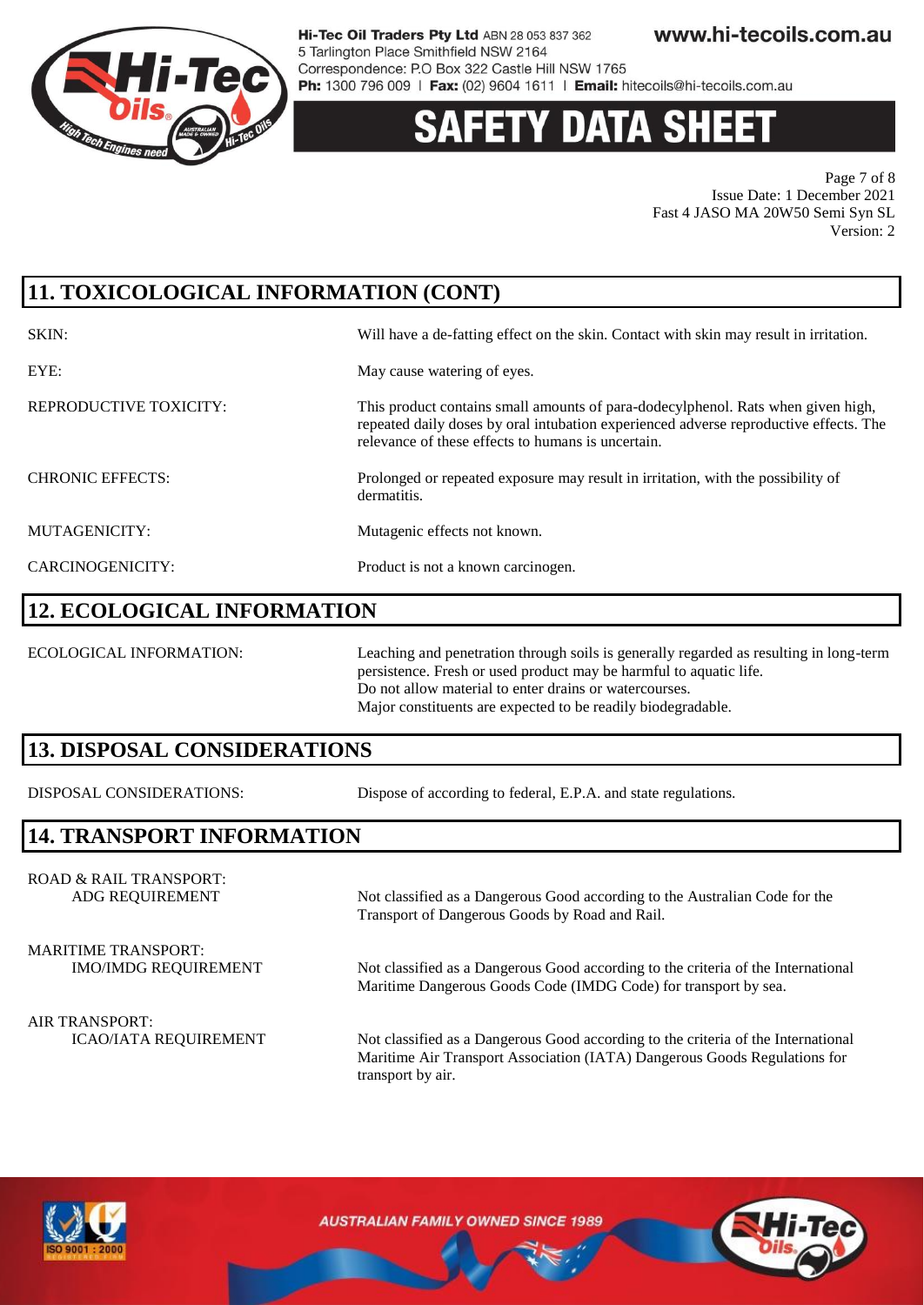## 11. TOXICOLOGICAL INFORMATION (CONT)

| | |
|---|---|
| SKIN: | Will have a de-fatting effect on the skin. Contact with skin may result in irritation. |
| EYE: | May cause watering of eyes. |
| REPRODUCTIVE TOXICITY: | This product contains small amounts of para-dodecylphenol. Rats when given high, repeated daily doses by oral intubation experienced adverse reproductive effects. The relevance of these effects to humans is uncertain. |
| CHRONIC EFFECTS: | Prolonged or repeated exposure may result in irritation, with the possibility of dermatitis. |
| MUTAGENICITY: | Mutagenic effects not known. |
| CARCINOGENICITY: | Product is not a known carcinogen. |

## 12. ECOLOGICAL INFORMATION

| | |
|---|---|
| ECOLOGICAL INFORMATION: | Leaching and penetration through soils is generally regarded as resulting in long-term persistence. Fresh or used product may be harmful to aquatic life. Do not allow material to enter drains or watercourses. Major constituents are expected to be readily biodegradable. |

## 13. DISPOSAL CONSIDERATIONS

| | |
|---|---|
| DISPOSAL CONSIDERATIONS: | Dispose of according to federal, E.P.A. and state regulations. |

## 14. TRANSPORT INFORMATION

| | |
|---|---|
| ROAD & RAIL TRANSPORT: ADG REQUIREMENT | Not classified as a Dangerous Good according to the Australian Code for the Transport of Dangerous Goods by Road and Rail. |
| MARITIME TRANSPORT: IMO/IMDG REQUIREMENT | Not classified as a Dangerous Good according to the criteria of the International Maritime Dangerous Goods Code (IMDG Code) for transport by sea. |
| AIR TRANSPORT: ICAO/IATA REQUIREMENT | Not classified as a Dangerous Good according to the criteria of the International Maritime Air Transport Association (IATA) Dangerous Goods Regulations for transport by air. |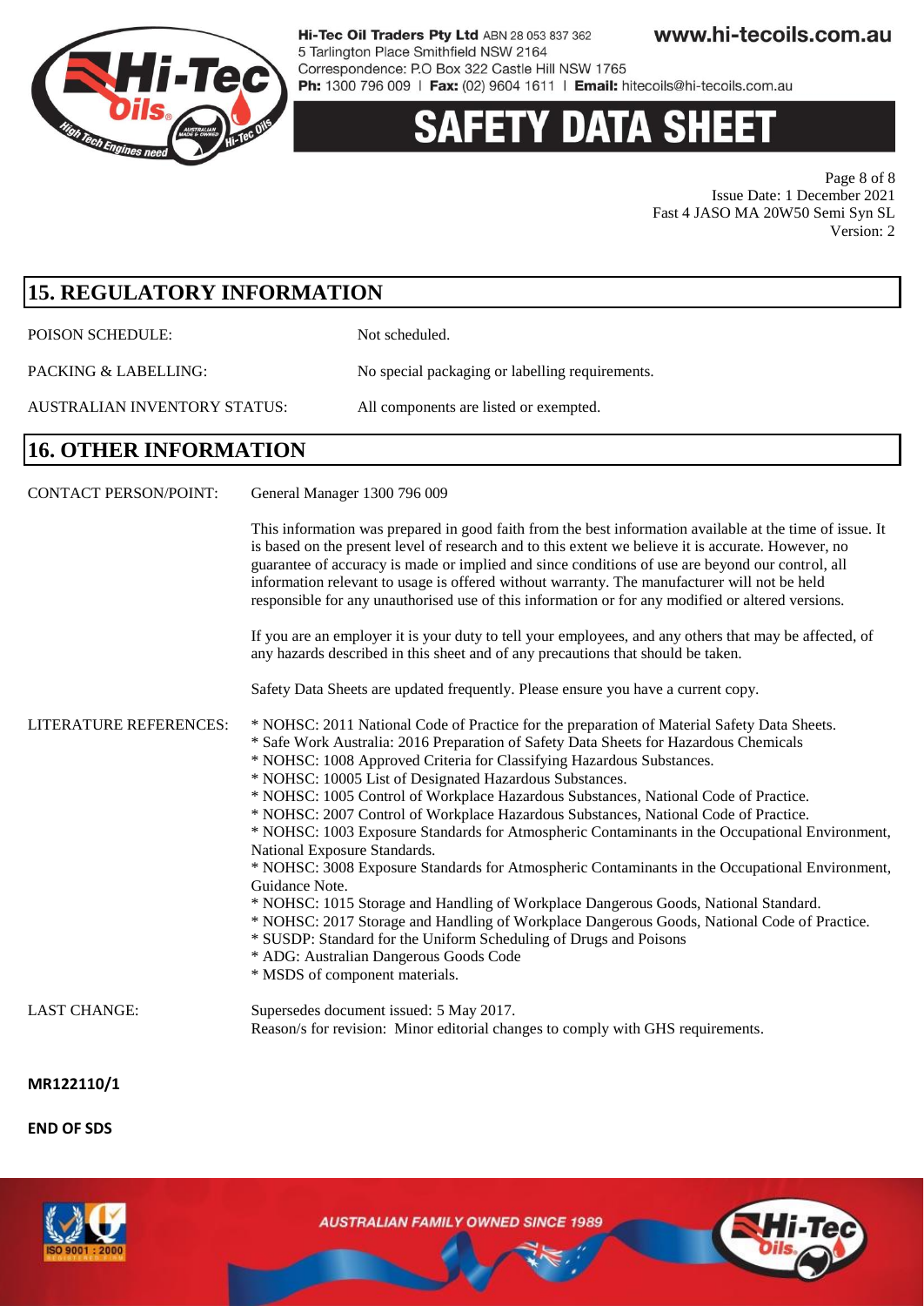## 15. REGULATORY INFORMATION

| | |
|---|---|
| POISON SCHEDULE: | Not scheduled. |
| PACKING & LABELLING: | No special packaging or labelling requirements. |
| AUSTRALIAN INVENTORY STATUS: | All components are listed or exempted. |

## 16. OTHER INFORMATION

CONTACT PERSON/POINT: General Manager 1300 796 009

This information was prepared in good faith from the best information available at the time of issue. It is based on the present level of research and to this extent we believe it is accurate. However, no guarantee of accuracy is made or implied and since conditions of use are beyond our control, all information relevant to usage is offered without warranty. The manufacturer will not be held responsible for any unauthorised use of this information or for any modified or altered versions.

If you are an employer it is your duty to tell your employees, and any others that may be affected, of any hazards described in this sheet and of any precautions that should be taken.

Safety Data Sheets are updated frequently. Please ensure you have a current copy.

LITERATURE REFERENCES:

* NOHSC: 2011 National Code of Practice for the preparation of Material Safety Data Sheets.
* Safe Work Australia: 2016 Preparation of Safety Data Sheets for Hazardous Chemicals
* NOHSC: 1008 Approved Criteria for Classifying Hazardous Substances.
* NOHSC: 10005 List of Designated Hazardous Substances.
* NOHSC: 1005 Control of Workplace Hazardous Substances, National Code of Practice.
* NOHSC: 2007 Control of Workplace Hazardous Substances, National Code of Practice.
* NOHSC: 1003 Exposure Standards for Atmospheric Contaminants in the Occupational Environment, National Exposure Standards.
* NOHSC: 3008 Exposure Standards for Atmospheric Contaminants in the Occupational Environment, Guidance Note.
* NOHSC: 1015 Storage and Handling of Workplace Dangerous Goods, National Standard.
* NOHSC: 2017 Storage and Handling of Workplace Dangerous Goods, National Code of Practice.
* SUSDP: Standard for the Uniform Scheduling of Drugs and Poisons
* ADG: Australian Dangerous Goods Code
* MSDS of component materials.

LAST CHANGE: Supersedes document issued: 5 May 2017.
Reason/s for revision: Minor editorial changes to comply with GHS requirements.

**MR122110/1**

**END OF SDS**